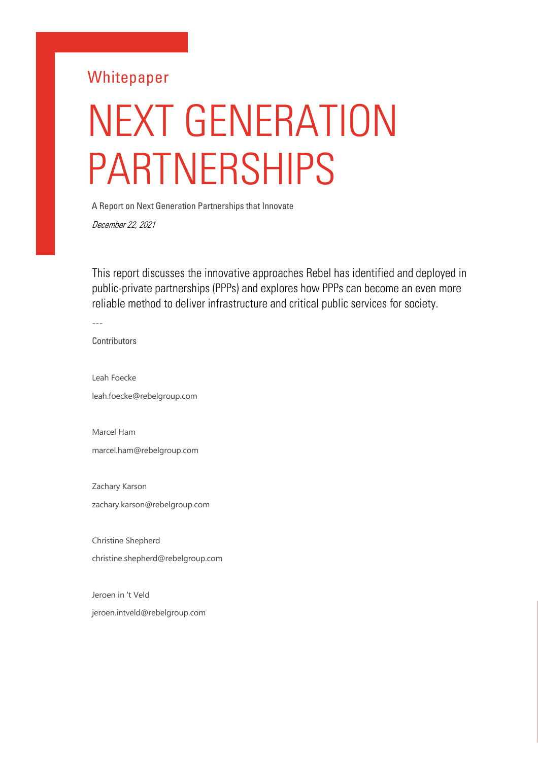Whitepaper

# NEXT GENERATION PARTNERSHIPS

A Report on Next Generation Partnerships that Innovate

*December 22, 2021*

This report discusses the innovative approaches Rebel has identified and deployed in public-private partnerships (PPPs) and explores how PPPs can become an even more reliable method to deliver infrastructure and critical public services for society.

---

Contributors

Leah Foecke

leah.foecke@rebelgroup.com

Marcel Ham

marcel.ham@rebelgroup.com

Zachary Karson

zachary.karson@rebelgroup.com

Christine Shepherd

christine.shepherd@rebelgroup.com

Jeroen in 't Veld

jeroen.intveld@rebelgroup.com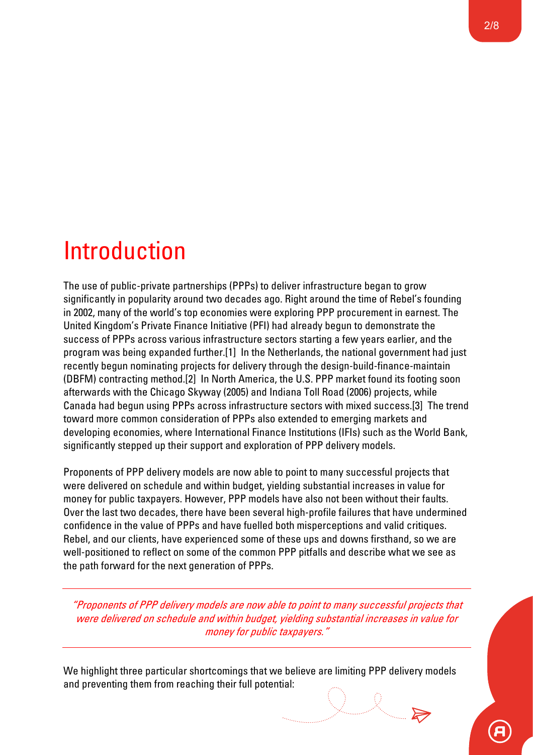# Introduction

The use of public-private partnerships (PPPs) to deliver infrastructure began to grow significantly in popularity around two decades ago. Right around the time of Rebel's founding in 2002, many of the world's top economies were exploring PPP procurement in earnest. The United Kingdom's Private Finance Initiative (PFI) had already begun to demonstrate the success of PPPs across various infrastructure sectors starting a few years earlier, and the program was being expanded further.[1] In the Netherlands, the national government had just recently begun nominating projects for delivery through the design-build-finance-maintain (DBFM) contracting method.[2] In North America, the U.S. PPP market found its footing soon afterwards with the Chicago Skyway (2005) and Indiana Toll Road (2006) projects, while Canada had begun using PPPs across infrastructure sectors with mixed success.[3] The trend toward more common consideration of PPPs also extended to emerging markets and developing economies, where International Finance Institutions (IFIs) such as the World Bank, significantly stepped up their support and exploration of PPP delivery models.

Proponents of PPP delivery models are now able to point to many successful projects that were delivered on schedule and within budget, yielding substantial increases in value for money for public taxpayers. However, PPP models have also not been without their faults. Over the last two decades, there have been several high-profile failures that have undermined confidence in the value of PPPs and have fuelled both misperceptions and valid critiques. Rebel, and our clients, have experienced some of these ups and downs firsthand, so we are well-positioned to reflect on some of the common PPP pitfalls and describe what we see as the path forward for the next generation of PPPs.

> *"Proponents of PPP delivery models are now able to point to many successful projects that were delivered on schedule and within budget, yielding substantial increases in value for money for public taxpayers."*

We highlight three particular shortcomings that we believe are limiting PPP delivery models and preventing them from reaching their full potential: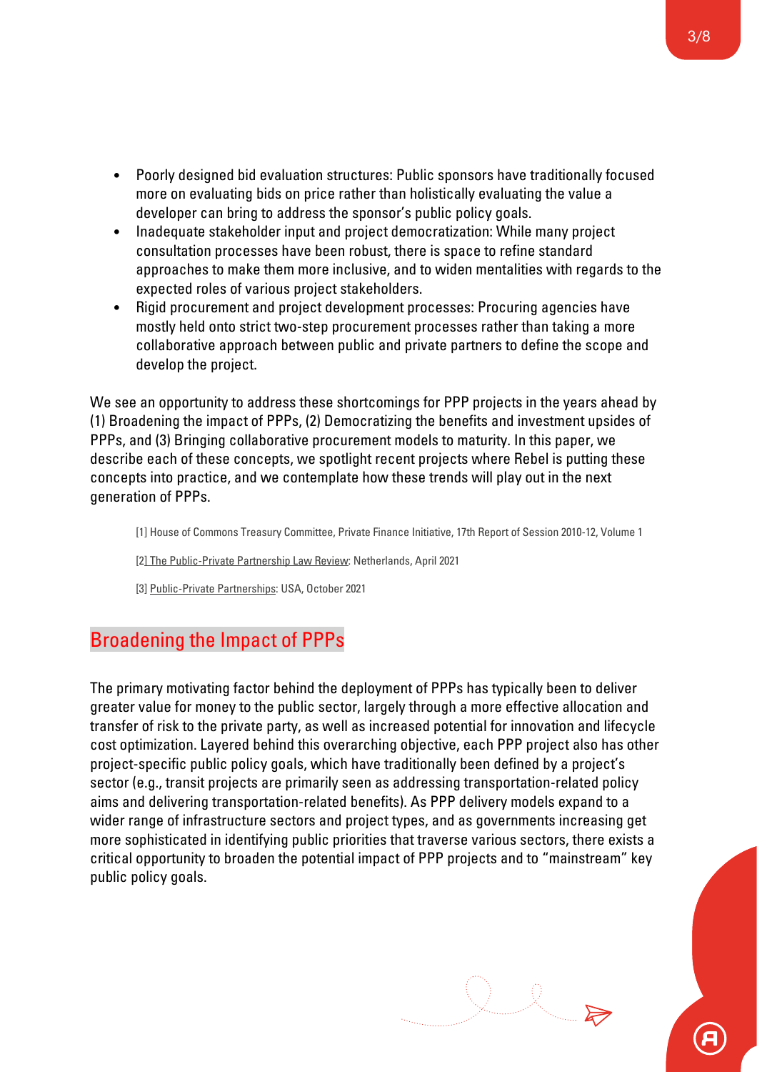- Poorly designed bid evaluation structures: Public sponsors have traditionally focused more on evaluating bids on price rather than holistically evaluating the value a developer can bring to address the sponsor's public policy goals.
- Inadequate stakeholder input and project democratization: While many project consultation processes have been robust, there is space to refine standard approaches to make them more inclusive, and to widen mentalities with regards to the expected roles of various project stakeholders.
- Rigid procurement and project development processes: Procuring agencies have mostly held onto strict two-step procurement processes rather than taking a more collaborative approach between public and private partners to define the scope and develop the project.

We see an opportunity to address these shortcomings for PPP projects in the years ahead by (1) Broadening the impact of PPPs, (2) Democratizing the benefits and investment upsides of PPPs, and (3) Bringing collaborative procurement models to maturity. In this paper, we describe each of these concepts, we spotlight recent projects where Rebel is putting these concepts into practice, and we contemplate how these trends will play out in the next generation of PPPs.

[1] House of Commons Treasury Committee, Private Finance Initiative, 17th Report of Session 2010-12, Volume 1

[2] The Public-Private Partnership Law Review: Netherlands, April 2021

[3] Public-Private Partnerships: USA, October 2021

## Broadening the Impact of PPPs

The primary motivating factor behind the deployment of PPPs has typically been to deliver greater value for money to the public sector, largely through a more effective allocation and transfer of risk to the private party, as well as increased potential for innovation and lifecycle cost optimization. Layered behind this overarching objective, each PPP project also has other project-specific public policy goals, which have traditionally been defined by a project's sector (e.g., transit projects are primarily seen as addressing transportation-related policy aims and delivering transportation-related benefits). As PPP delivery models expand to a wider range of infrastructure sectors and project types, and as governments increasing get more sophisticated in identifying public priorities that traverse various sectors, there exists a critical opportunity to broaden the potential impact of PPP projects and to "mainstream" key public policy goals.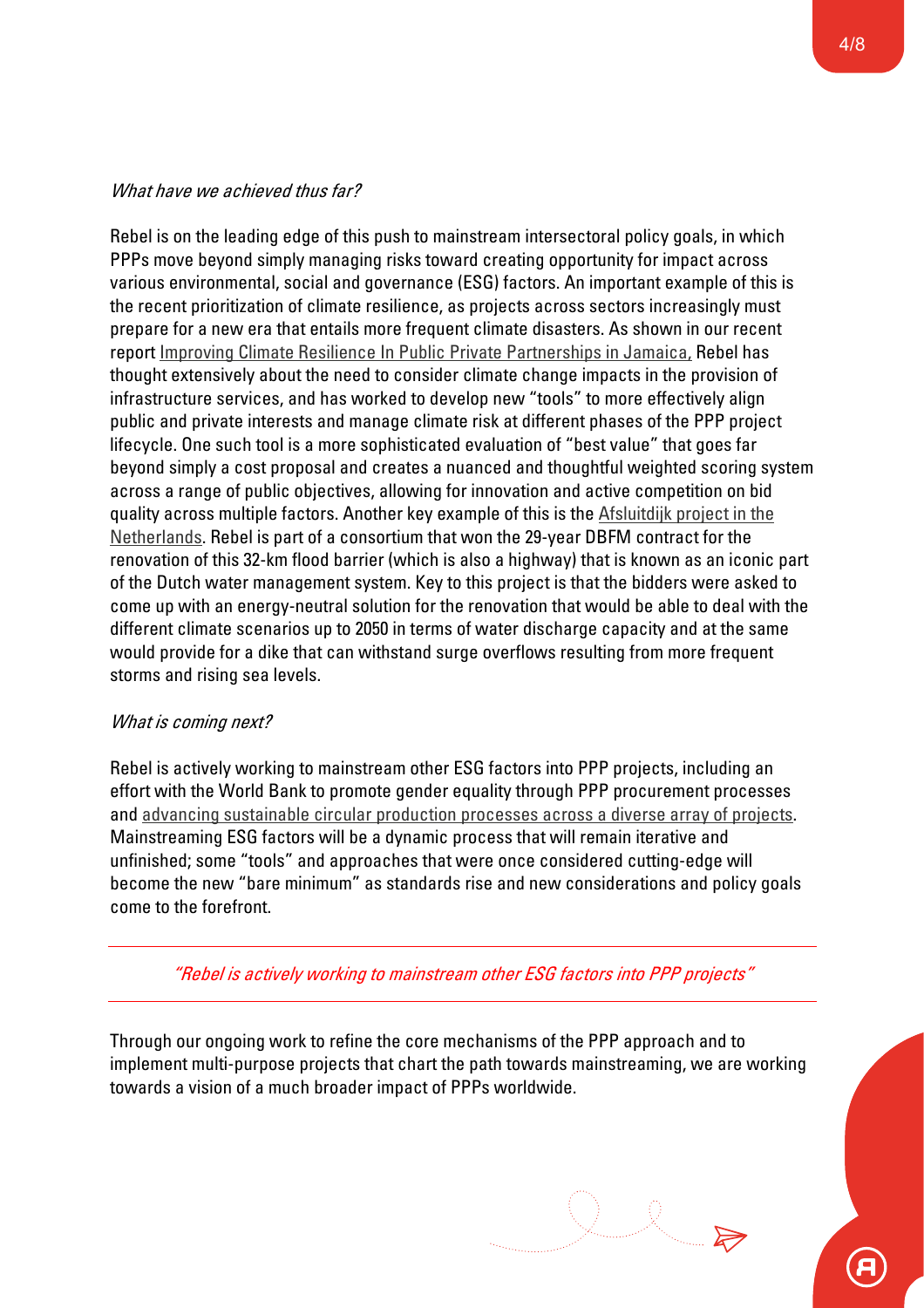*What have we achieved thus far?*

Rebel is on the leading edge of this push to mainstream intersectoral policy goals, in which PPPs move beyond simply managing risks toward creating opportunity for impact across various environmental, social and governance (ESG) factors. An important example of this is the recent prioritization of climate resilience, as projects across sectors increasingly must prepare for a new era that entails more frequent climate disasters. As shown in our recent report Improving Climate Resilience In Public Private Partnerships in Jamaica, Rebel has thought extensively about the need to consider climate change impacts in the provision of infrastructure services, and has worked to develop new "tools" to more effectively align public and private interests and manage climate risk at different phases of the PPP project lifecycle. One such tool is a more sophisticated evaluation of "best value" that goes far beyond simply a cost proposal and creates a nuanced and thoughtful weighted scoring system across a range of public objectives, allowing for innovation and active competition on bid quality across multiple factors. Another key example of this is the Afsluitdijk project in the Netherlands. Rebel is part of a consortium that won the 29-year DBFM contract for the renovation of this 32-km flood barrier (which is also a highway) that is known as an iconic part of the Dutch water management system. Key to this project is that the bidders were asked to come up with an energy-neutral solution for the renovation that would be able to deal with the different climate scenarios up to 2050 in terms of water discharge capacity and at the same would provide for a dike that can withstand surge overflows resulting from more frequent storms and rising sea levels.

*What is coming next?*

Rebel is actively working to mainstream other ESG factors into PPP projects, including an effort with the World Bank to promote gender equality through PPP procurement processes and advancing sustainable circular production processes across a diverse array of projects. Mainstreaming ESG factors will be a dynamic process that will remain iterative and unfinished; some "tools" and approaches that were once considered cutting-edge will become the new "bare minimum" as standards rise and new considerations and policy goals come to the forefront.

---

*"Rebel is actively working to mainstream other ESG factors into PPP projects"*

---

Through our ongoing work to refine the core mechanisms of the PPP approach and to implement multi-purpose projects that chart the path towards mainstreaming, we are working towards a vision of a much broader impact of PPPs worldwide.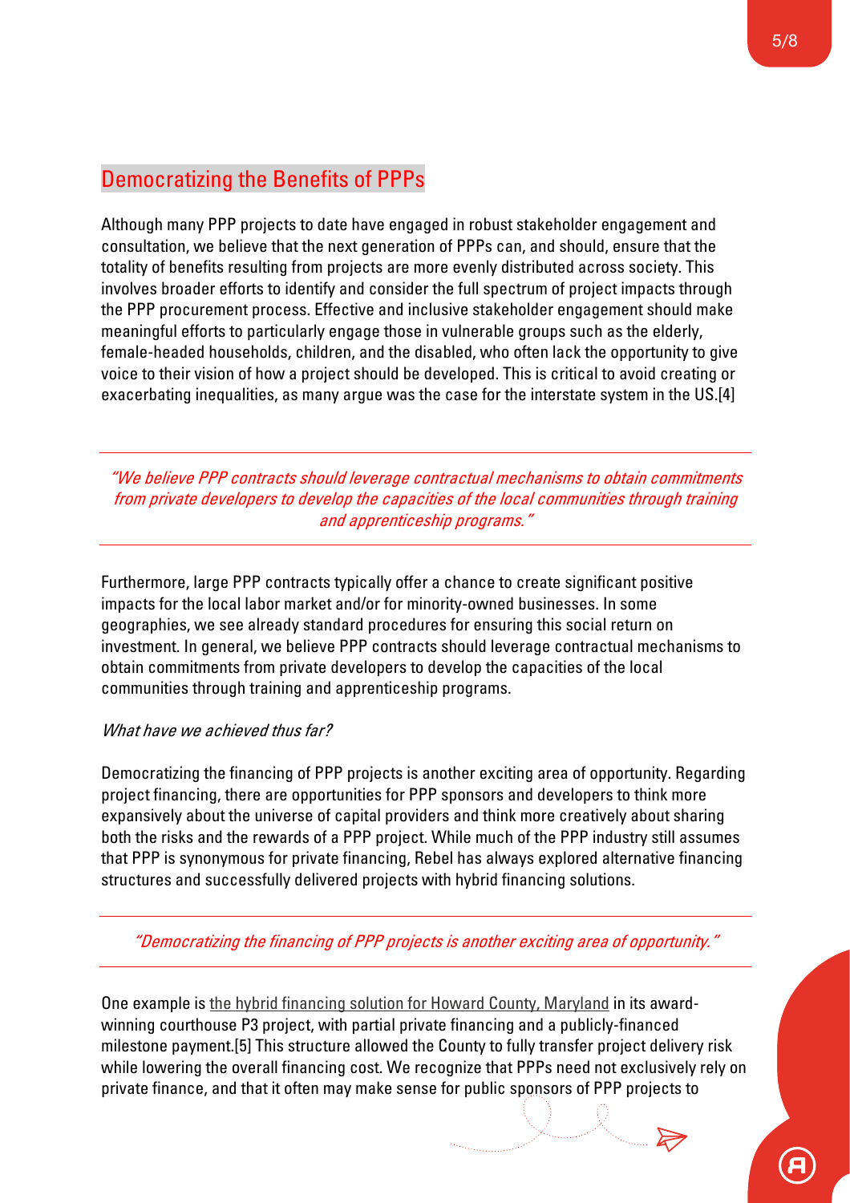## Democratizing the Benefits of PPPs

Although many PPP projects to date have engaged in robust stakeholder engagement and consultation, we believe that the next generation of PPPs can, and should, ensure that the totality of benefits resulting from projects are more evenly distributed across society. This involves broader efforts to identify and consider the full spectrum of project impacts through the PPP procurement process. Effective and inclusive stakeholder engagement should make meaningful efforts to particularly engage those in vulnerable groups such as the elderly, female-headed households, children, and the disabled, who often lack the opportunity to give voice to their vision of how a project should be developed. This is critical to avoid creating or exacerbating inequalities, as many argue was the case for the interstate system in the US.[4]

> *"We believe PPP contracts should leverage contractual mechanisms to obtain commitments from private developers to develop the capacities of the local communities through training and apprenticeship programs."*

Furthermore, large PPP contracts typically offer a chance to create significant positive impacts for the local labor market and/or for minority-owned businesses. In some geographies, we see already standard procedures for ensuring this social return on investment. In general, we believe PPP contracts should leverage contractual mechanisms to obtain commitments from private developers to develop the capacities of the local communities through training and apprenticeship programs.

*What have we achieved thus far?*

Democratizing the financing of PPP projects is another exciting area of opportunity. Regarding project financing, there are opportunities for PPP sponsors and developers to think more expansively about the universe of capital providers and think more creatively about sharing both the risks and the rewards of a PPP project. While much of the PPP industry still assumes that PPP is synonymous for private financing, Rebel has always explored alternative financing structures and successfully delivered projects with hybrid financing solutions.

> *"Democratizing the financing of PPP projects is another exciting area of opportunity."*

One example is the hybrid financing solution for Howard County, Maryland in its award-winning courthouse P3 project, with partial private financing and a publicly-financed milestone payment.[5] This structure allowed the County to fully transfer project delivery risk while lowering the overall financing cost. We recognize that PPPs need not exclusively rely on private finance, and that it often may make sense for public sponsors of PPP projects to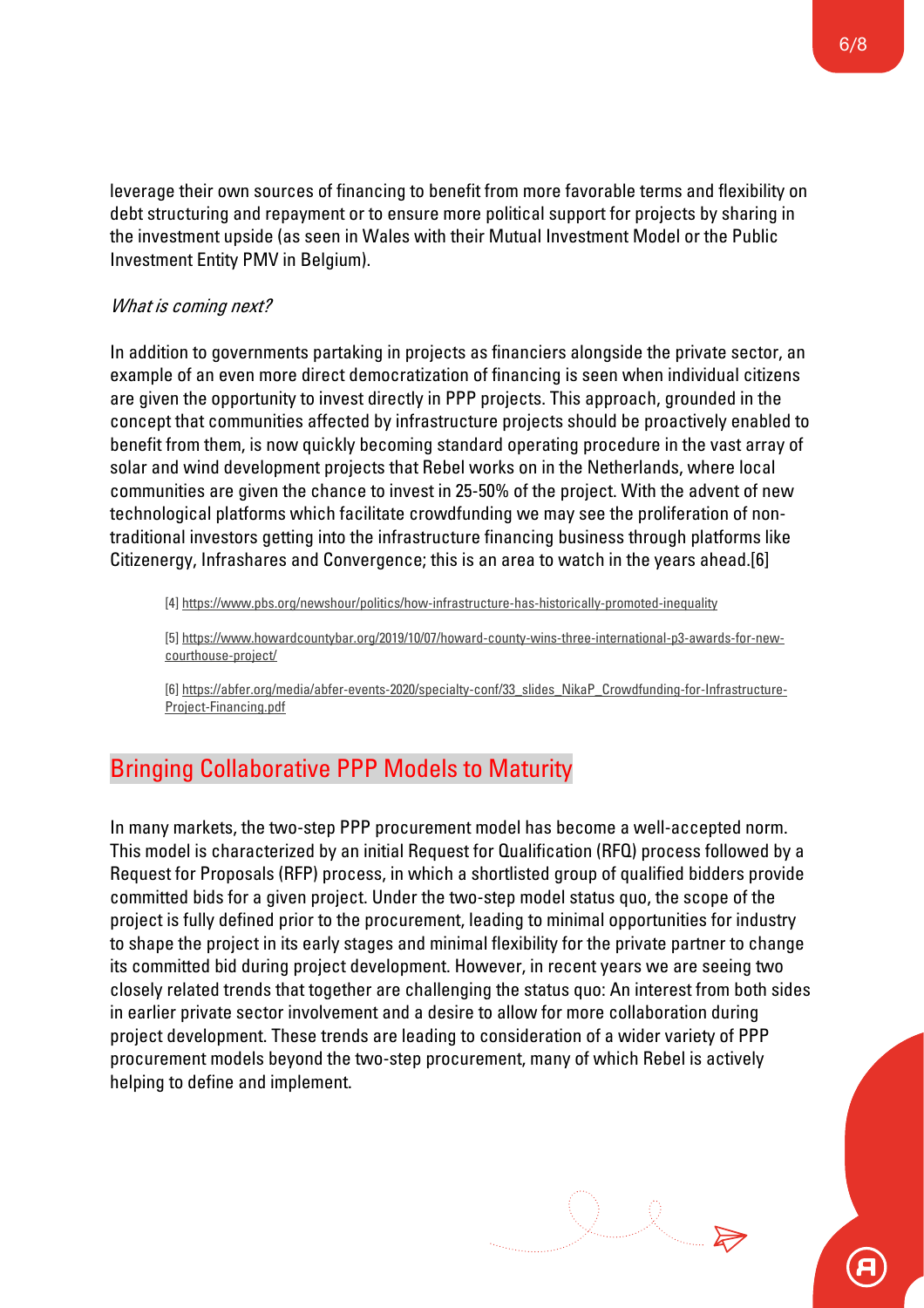leverage their own sources of financing to benefit from more favorable terms and flexibility on debt structuring and repayment or to ensure more political support for projects by sharing in the investment upside (as seen in Wales with their Mutual Investment Model or the Public Investment Entity PMV in Belgium).

*What is coming next?*

In addition to governments partaking in projects as financiers alongside the private sector, an example of an even more direct democratization of financing is seen when individual citizens are given the opportunity to invest directly in PPP projects. This approach, grounded in the concept that communities affected by infrastructure projects should be proactively enabled to benefit from them, is now quickly becoming standard operating procedure in the vast array of solar and wind development projects that Rebel works on in the Netherlands, where local communities are given the chance to invest in 25-50% of the project. With the advent of new technological platforms which facilitate crowdfunding we may see the proliferation of non-traditional investors getting into the infrastructure financing business through platforms like Citizenergy, Infrashares and Convergence; this is an area to watch in the years ahead.[6]

[4] https://www.pbs.org/newshour/politics/how-infrastructure-has-historically-promoted-inequality

[5] https://www.howardcountybar.org/2019/10/07/howard-county-wins-three-international-p3-awards-for-new-courthouse-project/

[6] https://abfer.org/media/abfer-events-2020/specialty-conf/33_slides_NikaP_Crowdfunding-for-Infrastructure-Project-Financing.pdf

## Bringing Collaborative PPP Models to Maturity

In many markets, the two-step PPP procurement model has become a well-accepted norm. This model is characterized by an initial Request for Qualification (RFQ) process followed by a Request for Proposals (RFP) process, in which a shortlisted group of qualified bidders provide committed bids for a given project. Under the two-step model status quo, the scope of the project is fully defined prior to the procurement, leading to minimal opportunities for industry to shape the project in its early stages and minimal flexibility for the private partner to change its committed bid during project development. However, in recent years we are seeing two closely related trends that together are challenging the status quo: An interest from both sides in earlier private sector involvement and a desire to allow for more collaboration during project development. These trends are leading to consideration of a wider variety of PPP procurement models beyond the two-step procurement, many of which Rebel is actively helping to define and implement.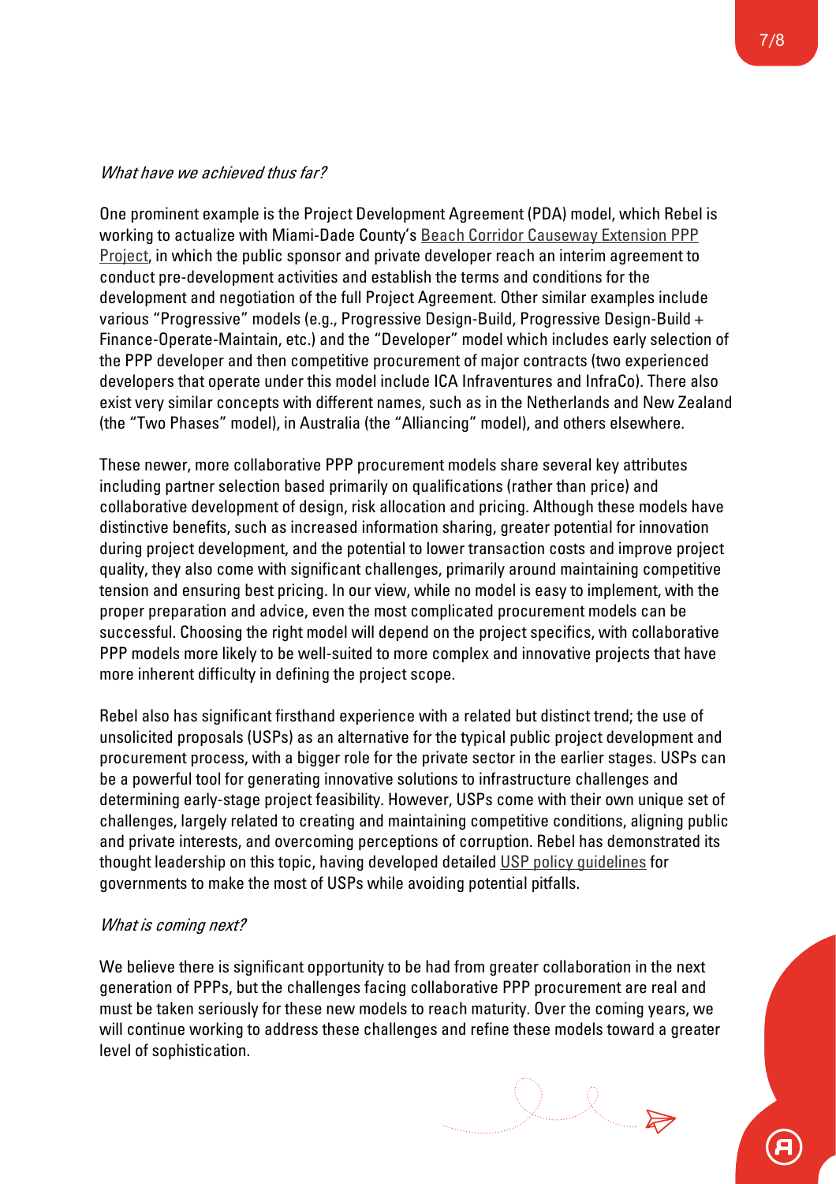*What have we achieved thus far?*

One prominent example is the Project Development Agreement (PDA) model, which Rebel is working to actualize with Miami-Dade County's Beach Corridor Causeway Extension PPP Project, in which the public sponsor and private developer reach an interim agreement to conduct pre-development activities and establish the terms and conditions for the development and negotiation of the full Project Agreement. Other similar examples include various "Progressive" models (e.g., Progressive Design-Build, Progressive Design-Build + Finance-Operate-Maintain, etc.) and the "Developer" model which includes early selection of the PPP developer and then competitive procurement of major contracts (two experienced developers that operate under this model include ICA Infraventures and InfraCo). There also exist very similar concepts with different names, such as in the Netherlands and New Zealand (the "Two Phases" model), in Australia (the "Alliancing" model), and others elsewhere.

These newer, more collaborative PPP procurement models share several key attributes including partner selection based primarily on qualifications (rather than price) and collaborative development of design, risk allocation and pricing. Although these models have distinctive benefits, such as increased information sharing, greater potential for innovation during project development, and the potential to lower transaction costs and improve project quality, they also come with significant challenges, primarily around maintaining competitive tension and ensuring best pricing. In our view, while no model is easy to implement, with the proper preparation and advice, even the most complicated procurement models can be successful. Choosing the right model will depend on the project specifics, with collaborative PPP models more likely to be well-suited to more complex and innovative projects that have more inherent difficulty in defining the project scope.

Rebel also has significant firsthand experience with a related but distinct trend; the use of unsolicited proposals (USPs) as an alternative for the typical public project development and procurement process, with a bigger role for the private sector in the earlier stages. USPs can be a powerful tool for generating innovative solutions to infrastructure challenges and determining early-stage project feasibility. However, USPs come with their own unique set of challenges, largely related to creating and maintaining competitive conditions, aligning public and private interests, and overcoming perceptions of corruption. Rebel has demonstrated its thought leadership on this topic, having developed detailed USP policy guidelines for governments to make the most of USPs while avoiding potential pitfalls.

*What is coming next?*

We believe there is significant opportunity to be had from greater collaboration in the next generation of PPPs, but the challenges facing collaborative PPP procurement are real and must be taken seriously for these new models to reach maturity. Over the coming years, we will continue working to address these challenges and refine these models toward a greater level of sophistication.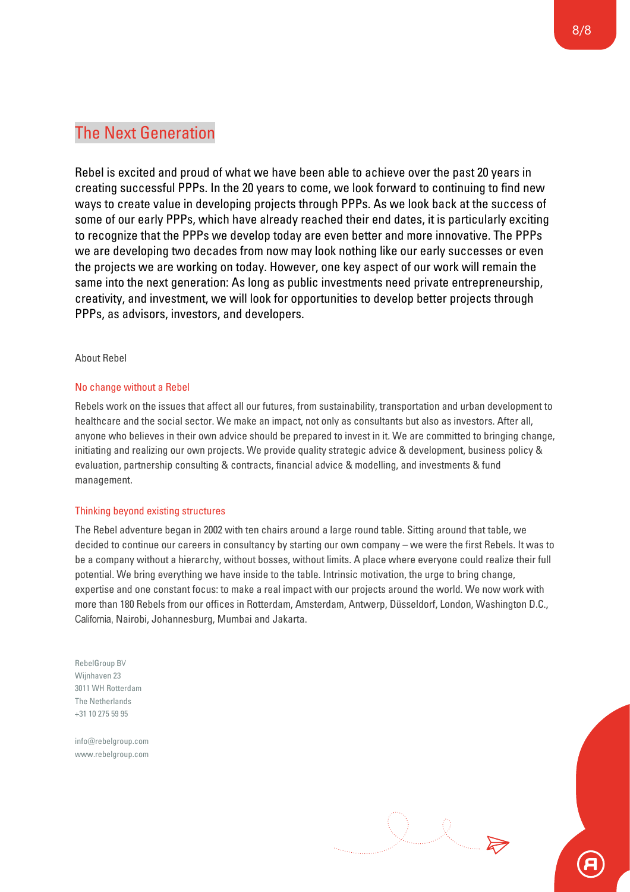## The Next Generation

Rebel is excited and proud of what we have been able to achieve over the past 20 years in creating successful PPPs. In the 20 years to come, we look forward to continuing to find new ways to create value in developing projects through PPPs. As we look back at the success of some of our early PPPs, which have already reached their end dates, it is particularly exciting to recognize that the PPPs we develop today are even better and more innovative. The PPPs we are developing two decades from now may look nothing like our early successes or even the projects we are working on today. However, one key aspect of our work will remain the same into the next generation: As long as public investments need private entrepreneurship, creativity, and investment, we will look for opportunities to develop better projects through PPPs, as advisors, investors, and developers.

About Rebel

### No change without a Rebel

Rebels work on the issues that affect all our futures, from sustainability, transportation and urban development to healthcare and the social sector. We make an impact, not only as consultants but also as investors. After all, anyone who believes in their own advice should be prepared to invest in it. We are committed to bringing change, initiating and realizing our own projects. We provide quality strategic advice & development, business policy & evaluation, partnership consulting & contracts, financial advice & modelling, and investments & fund management.

### Thinking beyond existing structures

The Rebel adventure began in 2002 with ten chairs around a large round table. Sitting around that table, we decided to continue our careers in consultancy by starting our own company – we were the first Rebels. It was to be a company without a hierarchy, without bosses, without limits. A place where everyone could realize their full potential. We bring everything we have inside to the table. Intrinsic motivation, the urge to bring change, expertise and one constant focus: to make a real impact with our projects around the world. We now work with more than 180 Rebels from our offices in Rotterdam, Amsterdam, Antwerp, Düsseldorf, London, Washington D.C., California, Nairobi, Johannesburg, Mumbai and Jakarta.

RebelGroup BV
Wijnhaven 23
3011 WH Rotterdam
The Netherlands
+31 10 275 59 95

info@rebelgroup.com
www.rebelgroup.com